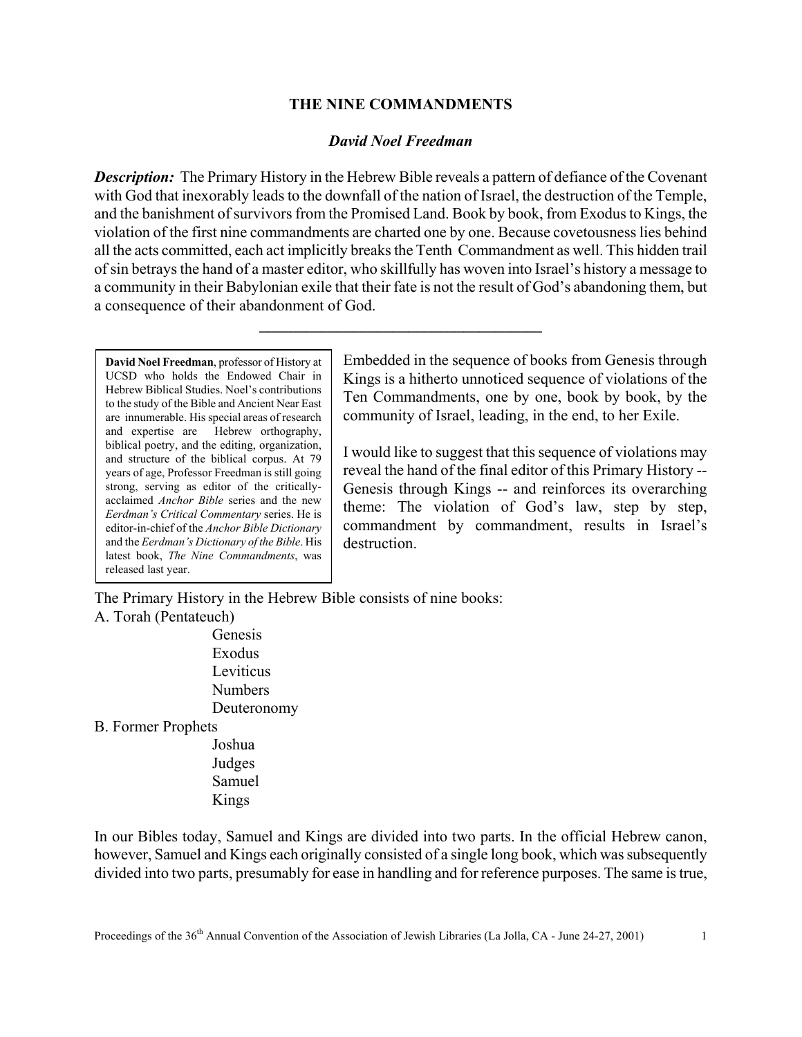# THE NINE COMMANDMENTS

***David Noel Freedman***

***Description:*** The Primary History in the Hebrew Bible reveals a pattern of defiance of the Covenant with God that inexorably leads to the downfall of the nation of Israel, the destruction of the Temple, and the banishment of survivors from the Promised Land. Book by book, from Exodus to Kings, the violation of the first nine commandments are charted one by one. Because covetousness lies behind all the acts committed, each act implicitly breaks the Tenth Commandment as well. This hidden trail of sin betrays the hand of a master editor, who skillfully has woven into Israel's history a message to a community in their Babylonian exile that their fate is not the result of God's abandoning them, but a consequence of their abandonment of God.

---

**David Noel Freedman**, professor of History at UCSD who holds the Endowed Chair in Hebrew Biblical Studies. Noel's contributions to the study of the Bible and Ancient Near East are innumerable. His special areas of research and expertise are Hebrew orthography, biblical poetry, and the editing, organization, and structure of the biblical corpus. At 79 years of age, Professor Freedman is still going strong, serving as editor of the critically-acclaimed *Anchor Bible* series and the new *Eerdman's Critical Commentary* series. He is editor-in-chief of the *Anchor Bible Dictionary* and the *Eerdman's Dictionary of the Bible*. His latest book, *The Nine Commandments*, was released last year.

Embedded in the sequence of books from Genesis through Kings is a hitherto unnoticed sequence of violations of the Ten Commandments, one by one, book by book, by the community of Israel, leading, in the end, to her Exile.

I would like to suggest that this sequence of violations may reveal the hand of the final editor of this Primary History -- Genesis through Kings -- and reinforces its overarching theme: The violation of God's law, step by step, commandment by commandment, results in Israel's destruction.

The Primary History in the Hebrew Bible consists of nine books:

A. Torah (Pentateuch)
- Genesis
- Exodus
- Leviticus
- Numbers
- Deuteronomy

B. Former Prophets
- Joshua
- Judges
- Samuel
- Kings

In our Bibles today, Samuel and Kings are divided into two parts. In the official Hebrew canon, however, Samuel and Kings each originally consisted of a single long book, which was subsequently divided into two parts, presumably for ease in handling and for reference purposes. The same is true,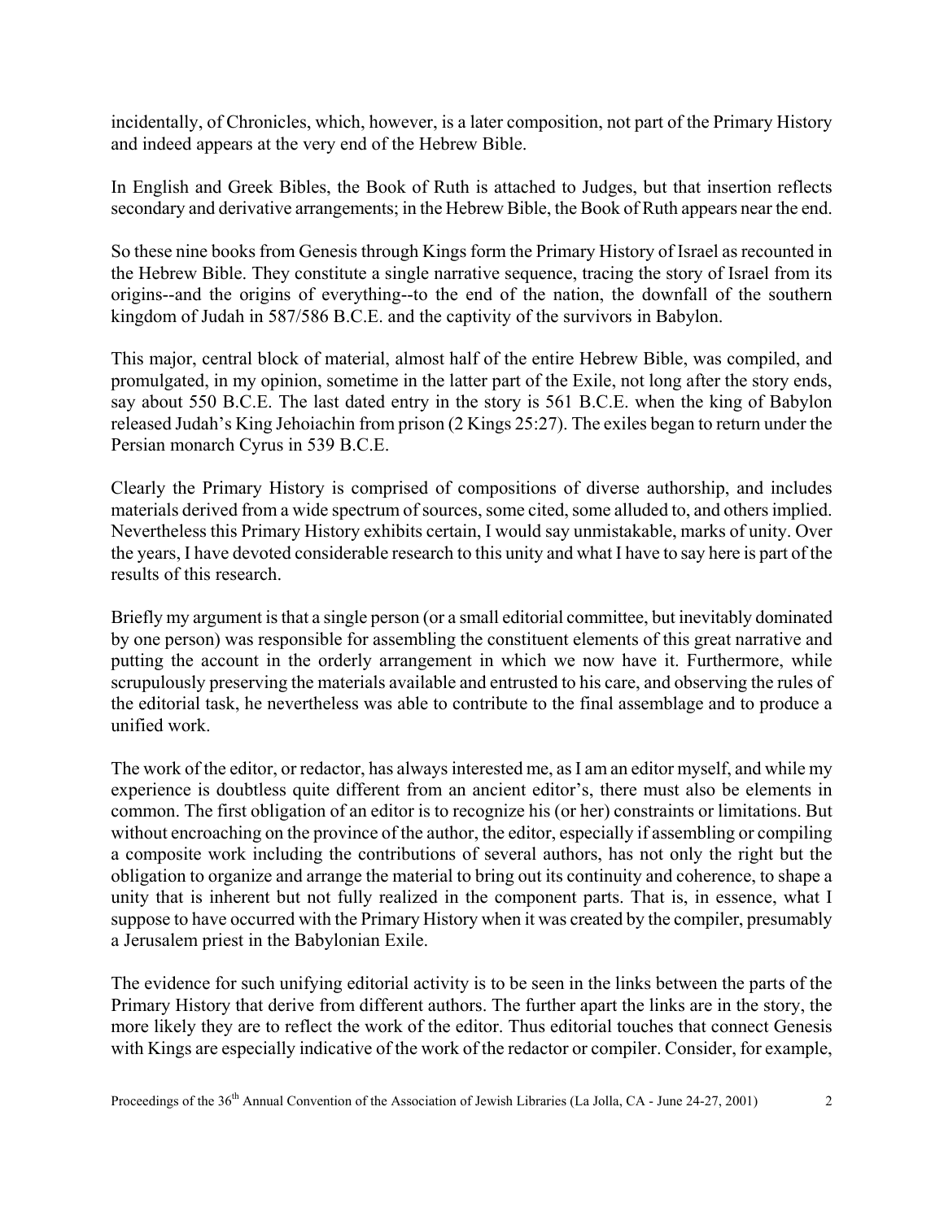incidentally, of Chronicles, which, however, is a later composition, not part of the Primary History and indeed appears at the very end of the Hebrew Bible.

In English and Greek Bibles, the Book of Ruth is attached to Judges, but that insertion reflects secondary and derivative arrangements; in the Hebrew Bible, the Book of Ruth appears near the end.

So these nine books from Genesis through Kings form the Primary History of Israel as recounted in the Hebrew Bible. They constitute a single narrative sequence, tracing the story of Israel from its origins--and the origins of everything--to the end of the nation, the downfall of the southern kingdom of Judah in 587/586 B.C.E. and the captivity of the survivors in Babylon.

This major, central block of material, almost half of the entire Hebrew Bible, was compiled, and promulgated, in my opinion, sometime in the latter part of the Exile, not long after the story ends, say about 550 B.C.E. The last dated entry in the story is 561 B.C.E. when the king of Babylon released Judah's King Jehoiachin from prison (2 Kings 25:27). The exiles began to return under the Persian monarch Cyrus in 539 B.C.E.

Clearly the Primary History is comprised of compositions of diverse authorship, and includes materials derived from a wide spectrum of sources, some cited, some alluded to, and others implied. Nevertheless this Primary History exhibits certain, I would say unmistakable, marks of unity. Over the years, I have devoted considerable research to this unity and what I have to say here is part of the results of this research.

Briefly my argument is that a single person (or a small editorial committee, but inevitably dominated by one person) was responsible for assembling the constituent elements of this great narrative and putting the account in the orderly arrangement in which we now have it. Furthermore, while scrupulously preserving the materials available and entrusted to his care, and observing the rules of the editorial task, he nevertheless was able to contribute to the final assemblage and to produce a unified work.

The work of the editor, or redactor, has always interested me, as I am an editor myself, and while my experience is doubtless quite different from an ancient editor's, there must also be elements in common. The first obligation of an editor is to recognize his (or her) constraints or limitations. But without encroaching on the province of the author, the editor, especially if assembling or compiling a composite work including the contributions of several authors, has not only the right but the obligation to organize and arrange the material to bring out its continuity and coherence, to shape a unity that is inherent but not fully realized in the component parts. That is, in essence, what I suppose to have occurred with the Primary History when it was created by the compiler, presumably a Jerusalem priest in the Babylonian Exile.

The evidence for such unifying editorial activity is to be seen in the links between the parts of the Primary History that derive from different authors. The further apart the links are in the story, the more likely they are to reflect the work of the editor. Thus editorial touches that connect Genesis with Kings are especially indicative of the work of the redactor or compiler. Consider, for example,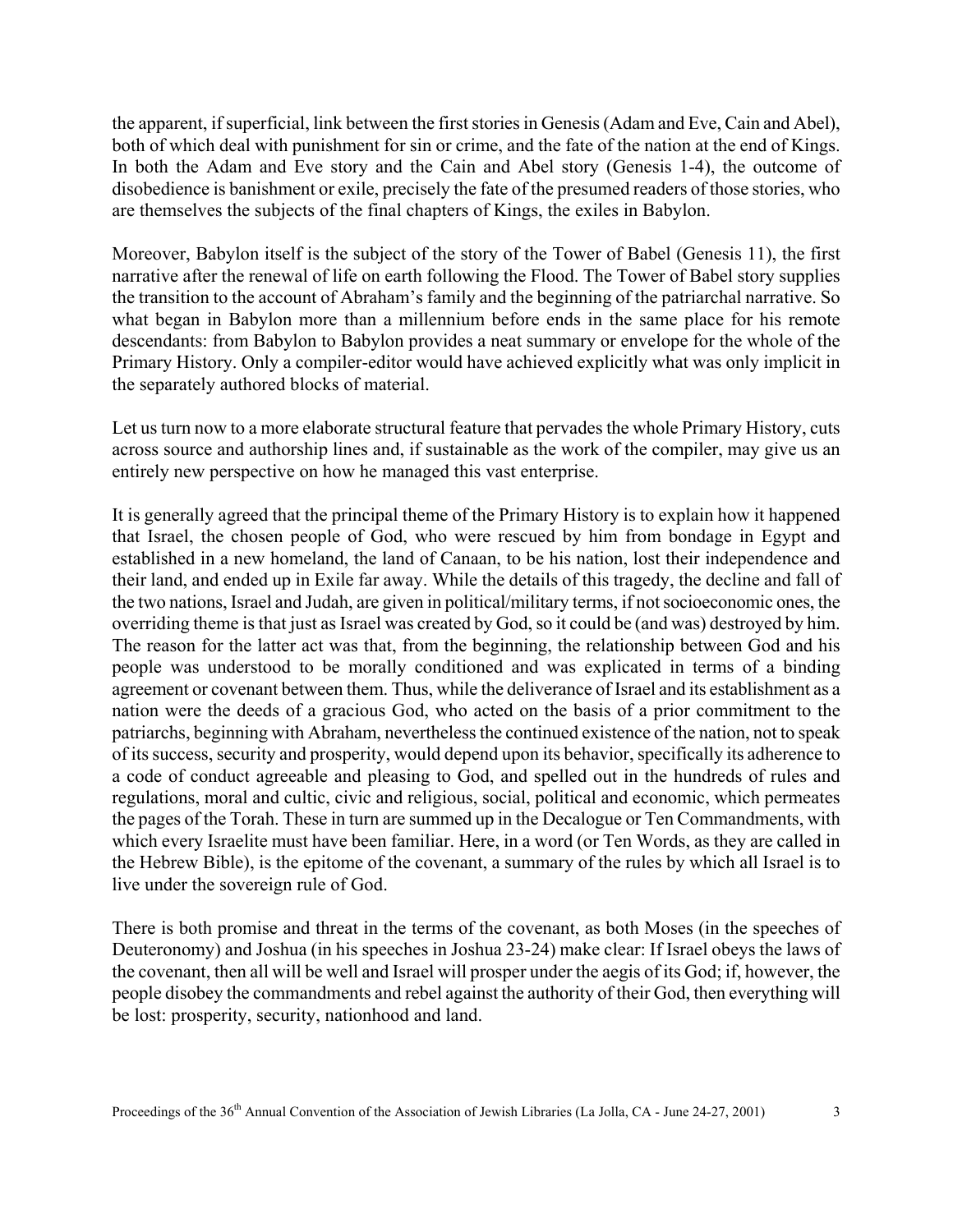the apparent, if superficial, link between the first stories in Genesis (Adam and Eve, Cain and Abel), both of which deal with punishment for sin or crime, and the fate of the nation at the end of Kings. In both the Adam and Eve story and the Cain and Abel story (Genesis 1-4), the outcome of disobedience is banishment or exile, precisely the fate of the presumed readers of those stories, who are themselves the subjects of the final chapters of Kings, the exiles in Babylon.

Moreover, Babylon itself is the subject of the story of the Tower of Babel (Genesis 11), the first narrative after the renewal of life on earth following the Flood. The Tower of Babel story supplies the transition to the account of Abraham's family and the beginning of the patriarchal narrative. So what began in Babylon more than a millennium before ends in the same place for his remote descendants: from Babylon to Babylon provides a neat summary or envelope for the whole of the Primary History. Only a compiler-editor would have achieved explicitly what was only implicit in the separately authored blocks of material.

Let us turn now to a more elaborate structural feature that pervades the whole Primary History, cuts across source and authorship lines and, if sustainable as the work of the compiler, may give us an entirely new perspective on how he managed this vast enterprise.

It is generally agreed that the principal theme of the Primary History is to explain how it happened that Israel, the chosen people of God, who were rescued by him from bondage in Egypt and established in a new homeland, the land of Canaan, to be his nation, lost their independence and their land, and ended up in Exile far away. While the details of this tragedy, the decline and fall of the two nations, Israel and Judah, are given in political/military terms, if not socioeconomic ones, the overriding theme is that just as Israel was created by God, so it could be (and was) destroyed by him. The reason for the latter act was that, from the beginning, the relationship between God and his people was understood to be morally conditioned and was explicated in terms of a binding agreement or covenant between them. Thus, while the deliverance of Israel and its establishment as a nation were the deeds of a gracious God, who acted on the basis of a prior commitment to the patriarchs, beginning with Abraham, nevertheless the continued existence of the nation, not to speak of its success, security and prosperity, would depend upon its behavior, specifically its adherence to a code of conduct agreeable and pleasing to God, and spelled out in the hundreds of rules and regulations, moral and cultic, civic and religious, social, political and economic, which permeates the pages of the Torah. These in turn are summed up in the Decalogue or Ten Commandments, with which every Israelite must have been familiar. Here, in a word (or Ten Words, as they are called in the Hebrew Bible), is the epitome of the covenant, a summary of the rules by which all Israel is to live under the sovereign rule of God.

There is both promise and threat in the terms of the covenant, as both Moses (in the speeches of Deuteronomy) and Joshua (in his speeches in Joshua 23-24) make clear: If Israel obeys the laws of the covenant, then all will be well and Israel will prosper under the aegis of its God; if, however, the people disobey the commandments and rebel against the authority of their God, then everything will be lost: prosperity, security, nationhood and land.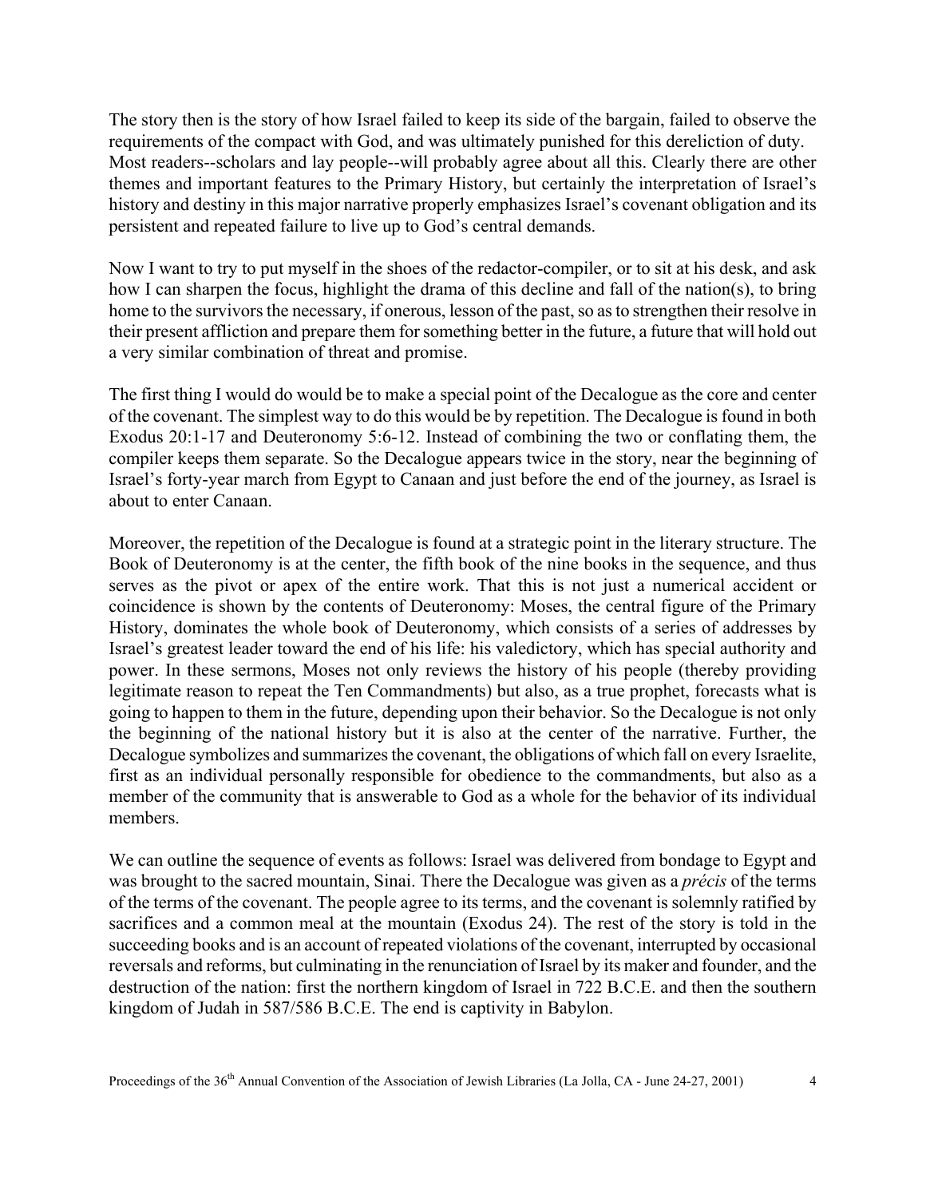The story then is the story of how Israel failed to keep its side of the bargain, failed to observe the requirements of the compact with God, and was ultimately punished for this dereliction of duty. Most readers--scholars and lay people--will probably agree about all this. Clearly there are other themes and important features to the Primary History, but certainly the interpretation of Israel's history and destiny in this major narrative properly emphasizes Israel's covenant obligation and its persistent and repeated failure to live up to God's central demands.

Now I want to try to put myself in the shoes of the redactor-compiler, or to sit at his desk, and ask how I can sharpen the focus, highlight the drama of this decline and fall of the nation(s), to bring home to the survivors the necessary, if onerous, lesson of the past, so as to strengthen their resolve in their present affliction and prepare them for something better in the future, a future that will hold out a very similar combination of threat and promise.

The first thing I would do would be to make a special point of the Decalogue as the core and center of the covenant. The simplest way to do this would be by repetition. The Decalogue is found in both Exodus 20:1-17 and Deuteronomy 5:6-12. Instead of combining the two or conflating them, the compiler keeps them separate. So the Decalogue appears twice in the story, near the beginning of Israel's forty-year march from Egypt to Canaan and just before the end of the journey, as Israel is about to enter Canaan.

Moreover, the repetition of the Decalogue is found at a strategic point in the literary structure. The Book of Deuteronomy is at the center, the fifth book of the nine books in the sequence, and thus serves as the pivot or apex of the entire work. That this is not just a numerical accident or coincidence is shown by the contents of Deuteronomy: Moses, the central figure of the Primary History, dominates the whole book of Deuteronomy, which consists of a series of addresses by Israel's greatest leader toward the end of his life: his valedictory, which has special authority and power. In these sermons, Moses not only reviews the history of his people (thereby providing legitimate reason to repeat the Ten Commandments) but also, as a true prophet, forecasts what is going to happen to them in the future, depending upon their behavior. So the Decalogue is not only the beginning of the national history but it is also at the center of the narrative. Further, the Decalogue symbolizes and summarizes the covenant, the obligations of which fall on every Israelite, first as an individual personally responsible for obedience to the commandments, but also as a member of the community that is answerable to God as a whole for the behavior of its individual members.

We can outline the sequence of events as follows: Israel was delivered from bondage to Egypt and was brought to the sacred mountain, Sinai. There the Decalogue was given as a *précis* of the terms of the terms of the covenant. The people agree to its terms, and the covenant is solemnly ratified by sacrifices and a common meal at the mountain (Exodus 24). The rest of the story is told in the succeeding books and is an account of repeated violations of the covenant, interrupted by occasional reversals and reforms, but culminating in the renunciation of Israel by its maker and founder, and the destruction of the nation: first the northern kingdom of Israel in 722 B.C.E. and then the southern kingdom of Judah in 587/586 B.C.E. The end is captivity in Babylon.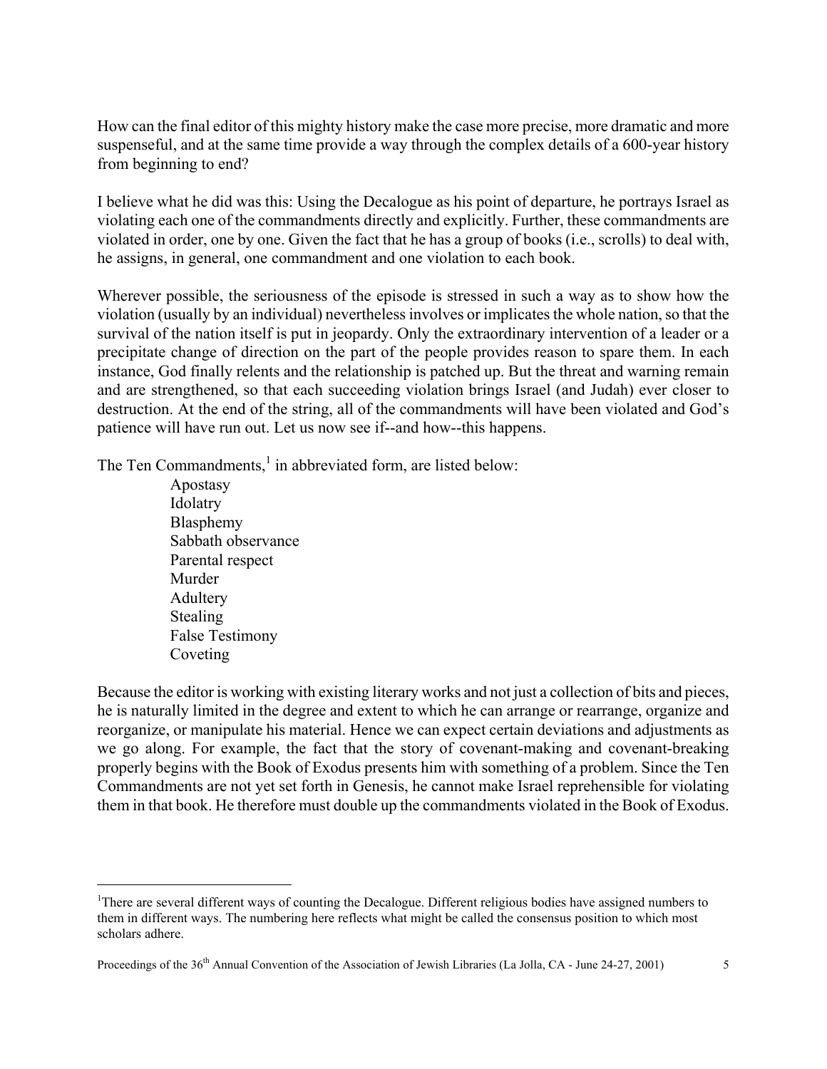How can the final editor of this mighty history make the case more precise, more dramatic and more suspenseful, and at the same time provide a way through the complex details of a 600-year history from beginning to end?

I believe what he did was this: Using the Decalogue as his point of departure, he portrays Israel as violating each one of the commandments directly and explicitly. Further, these commandments are violated in order, one by one. Given the fact that he has a group of books (i.e., scrolls) to deal with, he assigns, in general, one commandment and one violation to each book.

Wherever possible, the seriousness of the episode is stressed in such a way as to show how the violation (usually by an individual) nevertheless involves or implicates the whole nation, so that the survival of the nation itself is put in jeopardy. Only the extraordinary intervention of a leader or a precipitate change of direction on the part of the people provides reason to spare them. In each instance, God finally relents and the relationship is patched up. But the threat and warning remain and are strengthened, so that each succeeding violation brings Israel (and Judah) ever closer to destruction. At the end of the string, all of the commandments will have been violated and God's patience will have run out. Let us now see if--and how--this happens.

The Ten Commandments,[1] in abbreviated form, are listed below:

Apostasy
Idolatry
Blasphemy
Sabbath observance
Parental respect
Murder
Adultery
Stealing
False Testimony
Coveting

Because the editor is working with existing literary works and not just a collection of bits and pieces, he is naturally limited in the degree and extent to which he can arrange or rearrange, organize and reorganize, or manipulate his material. Hence we can expect certain deviations and adjustments as we go along. For example, the fact that the story of covenant-making and covenant-breaking properly begins with the Book of Exodus presents him with something of a problem. Since the Ten Commandments are not yet set forth in Genesis, he cannot make Israel reprehensible for violating them in that book. He therefore must double up the commandments violated in the Book of Exodus.

---

[1]There are several different ways of counting the Decalogue. Different religious bodies have assigned numbers to them in different ways. The numbering here reflects what might be called the consensus position to which most scholars adhere.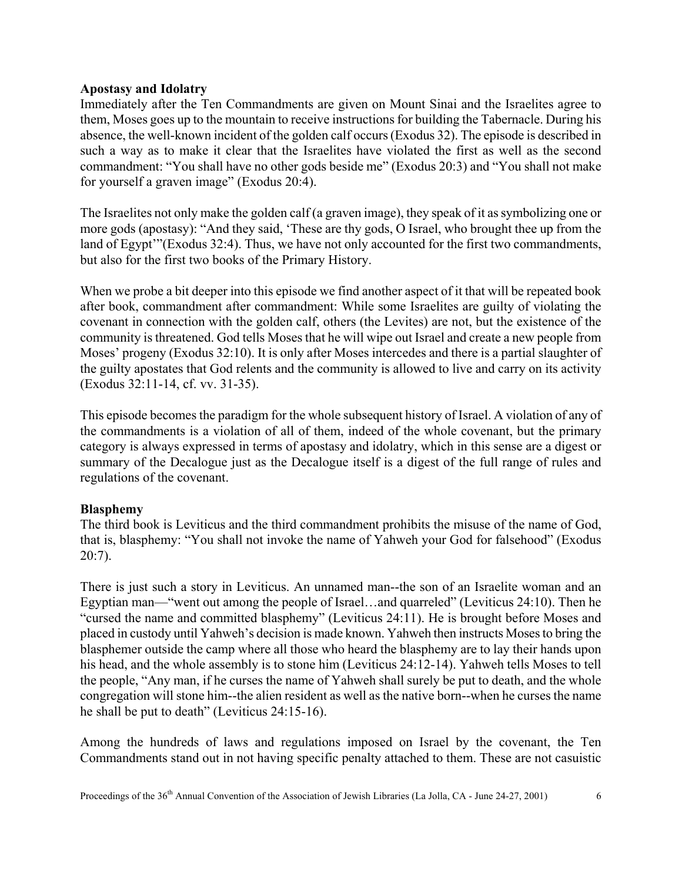**Apostasy and Idolatry**

Immediately after the Ten Commandments are given on Mount Sinai and the Israelites agree to them, Moses goes up to the mountain to receive instructions for building the Tabernacle. During his absence, the well-known incident of the golden calf occurs (Exodus 32). The episode is described in such a way as to make it clear that the Israelites have violated the first as well as the second commandment: "You shall have no other gods beside me" (Exodus 20:3) and "You shall not make for yourself a graven image" (Exodus 20:4).

The Israelites not only make the golden calf (a graven image), they speak of it as symbolizing one or more gods (apostasy): "And they said, 'These are thy gods, O Israel, who brought thee up from the land of Egypt'"(Exodus 32:4). Thus, we have not only accounted for the first two commandments, but also for the first two books of the Primary History.

When we probe a bit deeper into this episode we find another aspect of it that will be repeated book after book, commandment after commandment: While some Israelites are guilty of violating the covenant in connection with the golden calf, others (the Levites) are not, but the existence of the community is threatened. God tells Moses that he will wipe out Israel and create a new people from Moses' progeny (Exodus 32:10). It is only after Moses intercedes and there is a partial slaughter of the guilty apostates that God relents and the community is allowed to live and carry on its activity (Exodus 32:11-14, cf. vv. 31-35).

This episode becomes the paradigm for the whole subsequent history of Israel. A violation of any of the commandments is a violation of all of them, indeed of the whole covenant, but the primary category is always expressed in terms of apostasy and idolatry, which in this sense are a digest or summary of the Decalogue just as the Decalogue itself is a digest of the full range of rules and regulations of the covenant.

**Blasphemy**

The third book is Leviticus and the third commandment prohibits the misuse of the name of God, that is, blasphemy: "You shall not invoke the name of Yahweh your God for falsehood" (Exodus 20:7).

There is just such a story in Leviticus. An unnamed man--the son of an Israelite woman and an Egyptian man—"went out among the people of Israel…and quarreled" (Leviticus 24:10). Then he "cursed the name and committed blasphemy" (Leviticus 24:11). He is brought before Moses and placed in custody until Yahweh's decision is made known. Yahweh then instructs Moses to bring the blasphemer outside the camp where all those who heard the blasphemy are to lay their hands upon his head, and the whole assembly is to stone him (Leviticus 24:12-14). Yahweh tells Moses to tell the people, "Any man, if he curses the name of Yahweh shall surely be put to death, and the whole congregation will stone him--the alien resident as well as the native born--when he curses the name he shall be put to death" (Leviticus 24:15-16).

Among the hundreds of laws and regulations imposed on Israel by the covenant, the Ten Commandments stand out in not having specific penalty attached to them. These are not casuistic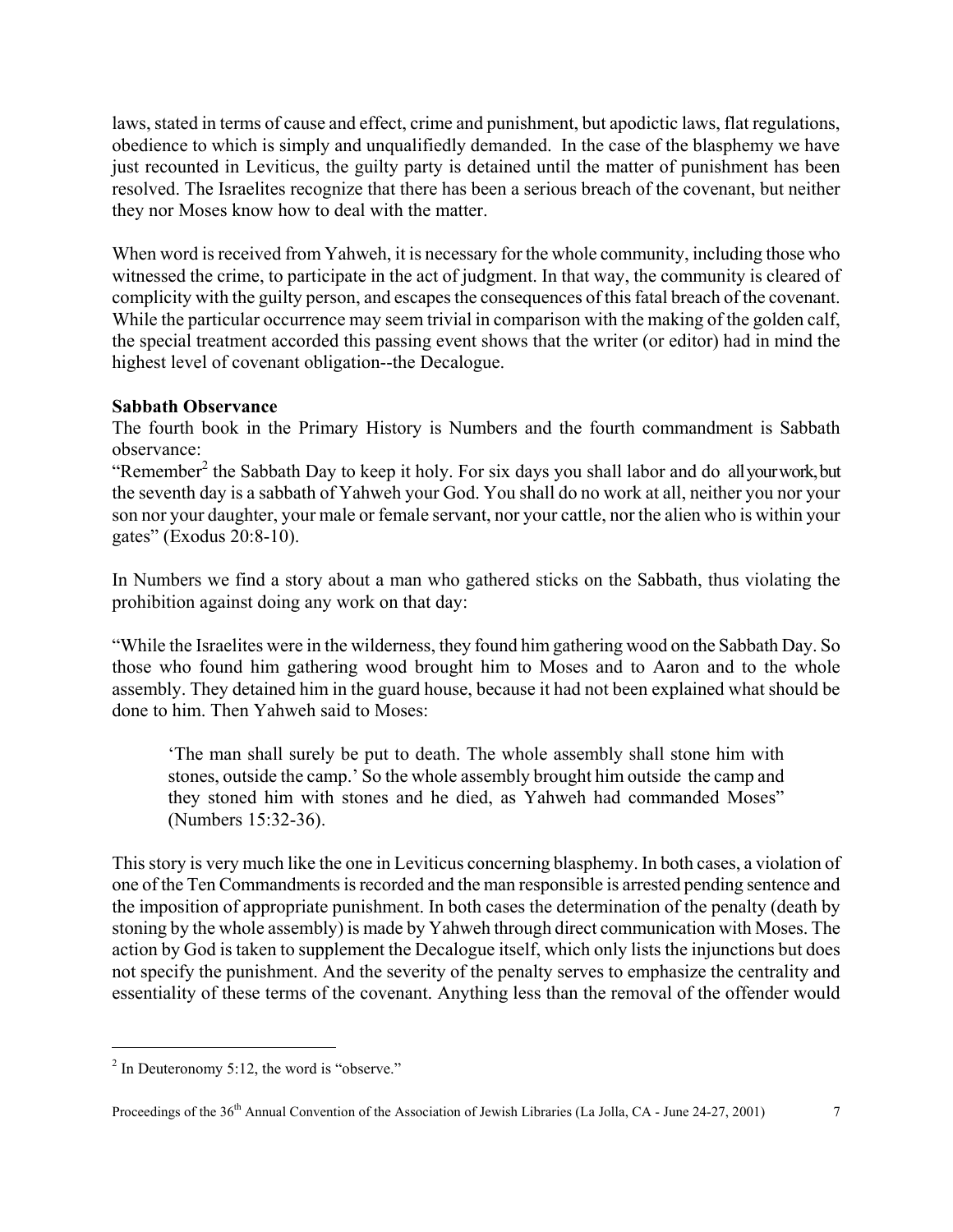laws, stated in terms of cause and effect, crime and punishment, but apodictic laws, flat regulations, obedience to which is simply and unqualifiedly demanded. In the case of the blasphemy we have just recounted in Leviticus, the guilty party is detained until the matter of punishment has been resolved. The Israelites recognize that there has been a serious breach of the covenant, but neither they nor Moses know how to deal with the matter.

When word is received from Yahweh, it is necessary for the whole community, including those who witnessed the crime, to participate in the act of judgment. In that way, the community is cleared of complicity with the guilty person, and escapes the consequences of this fatal breach of the covenant. While the particular occurrence may seem trivial in comparison with the making of the golden calf, the special treatment accorded this passing event shows that the writer (or editor) had in mind the highest level of covenant obligation--the Decalogue.

**Sabbath Observance**

The fourth book in the Primary History is Numbers and the fourth commandment is Sabbath observance:

"Remember[2] the Sabbath Day to keep it holy. For six days you shall labor and do all your work, but the seventh day is a sabbath of Yahweh your God. You shall do no work at all, neither you nor your son nor your daughter, your male or female servant, nor your cattle, nor the alien who is within your gates" (Exodus 20:8-10).

In Numbers we find a story about a man who gathered sticks on the Sabbath, thus violating the prohibition against doing any work on that day:

"While the Israelites were in the wilderness, they found him gathering wood on the Sabbath Day. So those who found him gathering wood brought him to Moses and to Aaron and to the whole assembly. They detained him in the guard house, because it had not been explained what should be done to him. Then Yahweh said to Moses:

> 'The man shall surely be put to death. The whole assembly shall stone him with stones, outside the camp.' So the whole assembly brought him outside the camp and they stoned him with stones and he died, as Yahweh had commanded Moses" (Numbers 15:32-36).

This story is very much like the one in Leviticus concerning blasphemy. In both cases, a violation of one of the Ten Commandments is recorded and the man responsible is arrested pending sentence and the imposition of appropriate punishment. In both cases the determination of the penalty (death by stoning by the whole assembly) is made by Yahweh through direct communication with Moses. The action by God is taken to supplement the Decalogue itself, which only lists the injunctions but does not specify the punishment. And the severity of the penalty serves to emphasize the centrality and essentiality of these terms of the covenant. Anything less than the removal of the offender would

[2] In Deuteronomy 5:12, the word is "observe."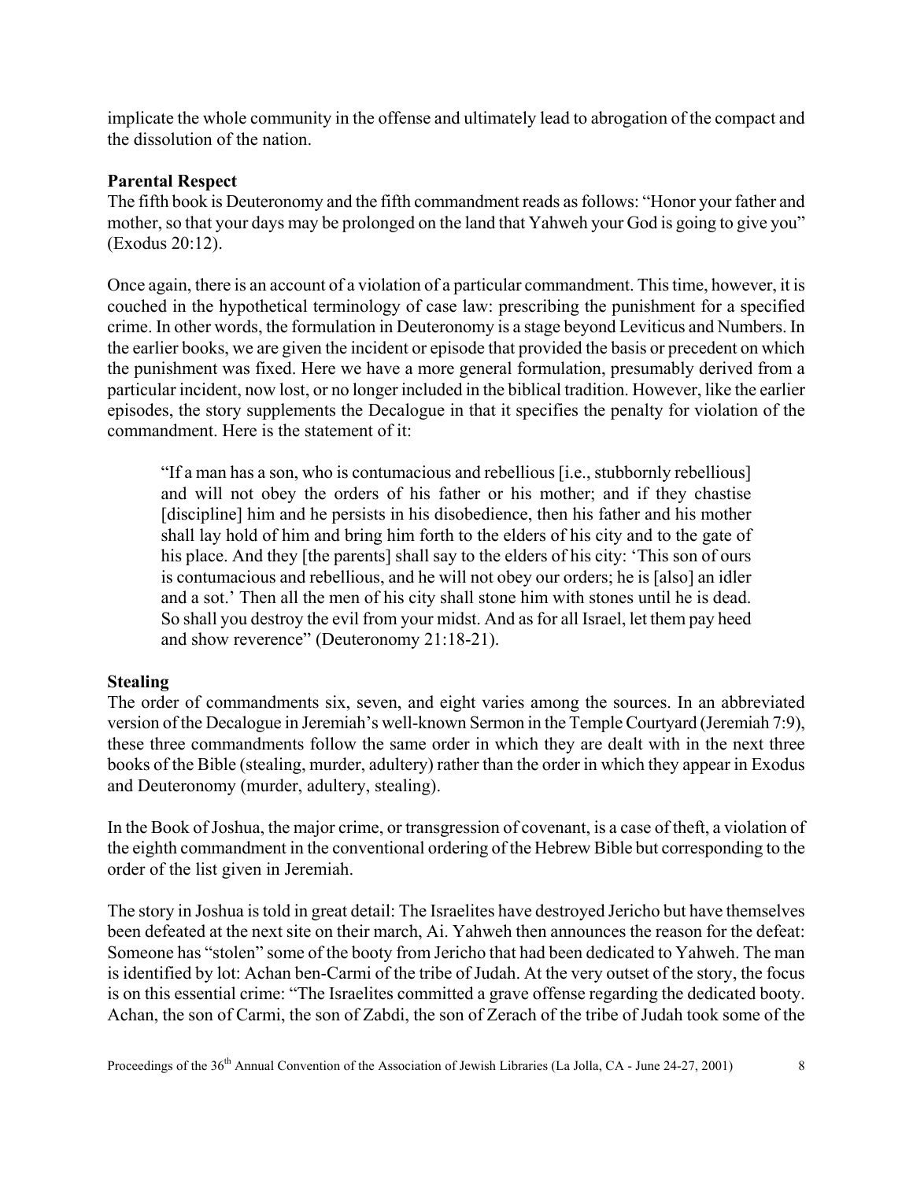implicate the whole community in the offense and ultimately lead to abrogation of the compact and the dissolution of the nation.

**Parental Respect**

The fifth book is Deuteronomy and the fifth commandment reads as follows: "Honor your father and mother, so that your days may be prolonged on the land that Yahweh your God is going to give you" (Exodus 20:12).

Once again, there is an account of a violation of a particular commandment. This time, however, it is couched in the hypothetical terminology of case law: prescribing the punishment for a specified crime. In other words, the formulation in Deuteronomy is a stage beyond Leviticus and Numbers. In the earlier books, we are given the incident or episode that provided the basis or precedent on which the punishment was fixed. Here we have a more general formulation, presumably derived from a particular incident, now lost, or no longer included in the biblical tradition. However, like the earlier episodes, the story supplements the Decalogue in that it specifies the penalty for violation of the commandment. Here is the statement of it:

> "If a man has a son, who is contumacious and rebellious [i.e., stubbornly rebellious] and will not obey the orders of his father or his mother; and if they chastise [discipline] him and he persists in his disobedience, then his father and his mother shall lay hold of him and bring him forth to the elders of his city and to the gate of his place. And they [the parents] shall say to the elders of his city: 'This son of ours is contumacious and rebellious, and he will not obey our orders; he is [also] an idler and a sot.' Then all the men of his city shall stone him with stones until he is dead. So shall you destroy the evil from your midst. And as for all Israel, let them pay heed and show reverence" (Deuteronomy 21:18-21).

**Stealing**

The order of commandments six, seven, and eight varies among the sources. In an abbreviated version of the Decalogue in Jeremiah's well-known Sermon in the Temple Courtyard (Jeremiah 7:9), these three commandments follow the same order in which they are dealt with in the next three books of the Bible (stealing, murder, adultery) rather than the order in which they appear in Exodus and Deuteronomy (murder, adultery, stealing).

In the Book of Joshua, the major crime, or transgression of covenant, is a case of theft, a violation of the eighth commandment in the conventional ordering of the Hebrew Bible but corresponding to the order of the list given in Jeremiah.

The story in Joshua is told in great detail: The Israelites have destroyed Jericho but have themselves been defeated at the next site on their march, Ai. Yahweh then announces the reason for the defeat: Someone has "stolen" some of the booty from Jericho that had been dedicated to Yahweh. The man is identified by lot: Achan ben-Carmi of the tribe of Judah. At the very outset of the story, the focus is on this essential crime: "The Israelites committed a grave offense regarding the dedicated booty. Achan, the son of Carmi, the son of Zabdi, the son of Zerach of the tribe of Judah took some of the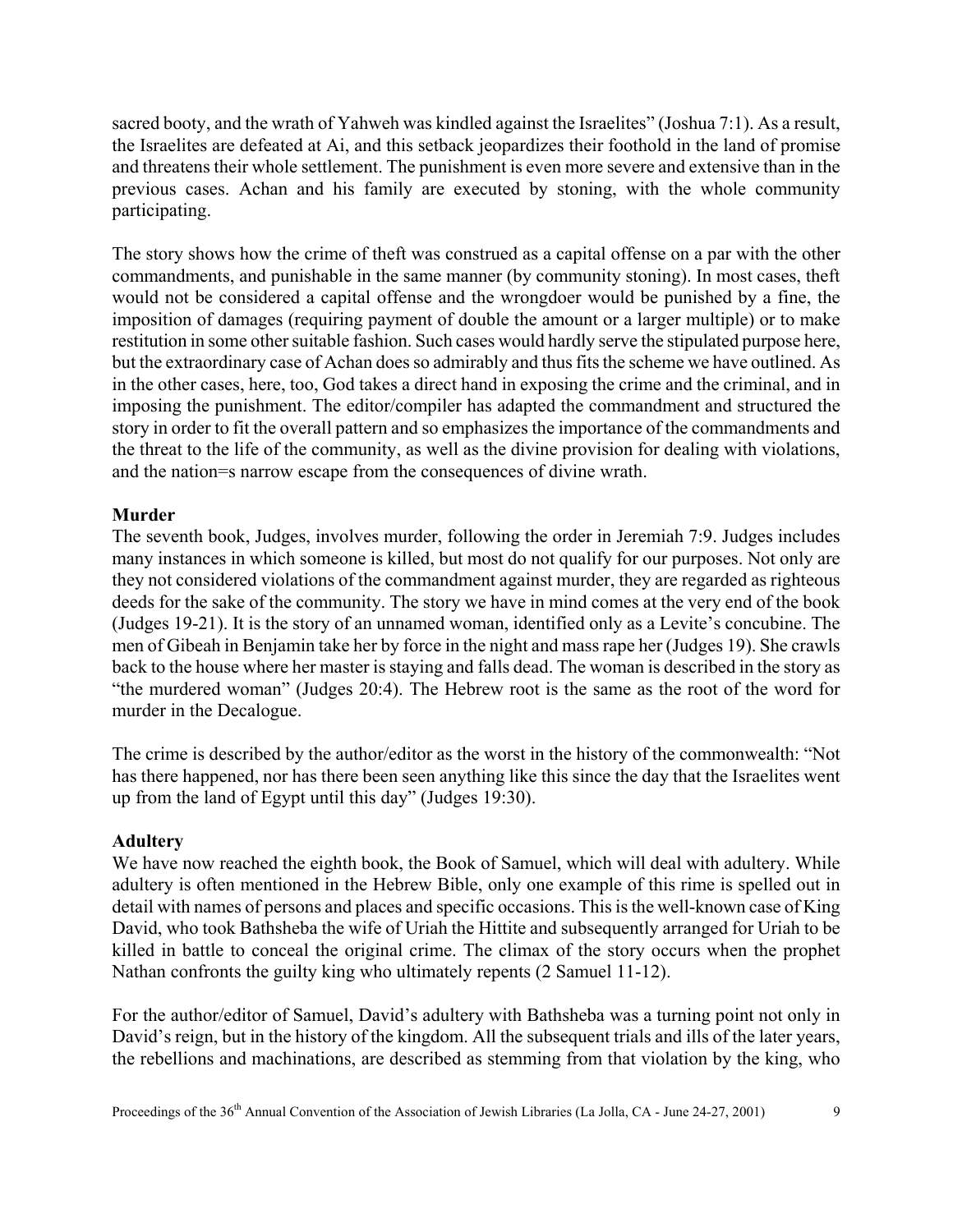sacred booty, and the wrath of Yahweh was kindled against the Israelites" (Joshua 7:1). As a result, the Israelites are defeated at Ai, and this setback jeopardizes their foothold in the land of promise and threatens their whole settlement. The punishment is even more severe and extensive than in the previous cases. Achan and his family are executed by stoning, with the whole community participating.

The story shows how the crime of theft was construed as a capital offense on a par with the other commandments, and punishable in the same manner (by community stoning). In most cases, theft would not be considered a capital offense and the wrongdoer would be punished by a fine, the imposition of damages (requiring payment of double the amount or a larger multiple) or to make restitution in some other suitable fashion. Such cases would hardly serve the stipulated purpose here, but the extraordinary case of Achan does so admirably and thus fits the scheme we have outlined. As in the other cases, here, too, God takes a direct hand in exposing the crime and the criminal, and in imposing the punishment. The editor/compiler has adapted the commandment and structured the story in order to fit the overall pattern and so emphasizes the importance of the commandments and the threat to the life of the community, as well as the divine provision for dealing with violations, and the nation=s narrow escape from the consequences of divine wrath.

**Murder**

The seventh book, Judges, involves murder, following the order in Jeremiah 7:9. Judges includes many instances in which someone is killed, but most do not qualify for our purposes. Not only are they not considered violations of the commandment against murder, they are regarded as righteous deeds for the sake of the community. The story we have in mind comes at the very end of the book (Judges 19-21). It is the story of an unnamed woman, identified only as a Levite's concubine. The men of Gibeah in Benjamin take her by force in the night and mass rape her (Judges 19). She crawls back to the house where her master is staying and falls dead. The woman is described in the story as "the murdered woman" (Judges 20:4). The Hebrew root is the same as the root of the word for murder in the Decalogue.

The crime is described by the author/editor as the worst in the history of the commonwealth: "Not has there happened, nor has there been seen anything like this since the day that the Israelites went up from the land of Egypt until this day" (Judges 19:30).

**Adultery**

We have now reached the eighth book, the Book of Samuel, which will deal with adultery. While adultery is often mentioned in the Hebrew Bible, only one example of this rime is spelled out in detail with names of persons and places and specific occasions. This is the well-known case of King David, who took Bathsheba the wife of Uriah the Hittite and subsequently arranged for Uriah to be killed in battle to conceal the original crime. The climax of the story occurs when the prophet Nathan confronts the guilty king who ultimately repents (2 Samuel 11-12).

For the author/editor of Samuel, David's adultery with Bathsheba was a turning point not only in David's reign, but in the history of the kingdom. All the subsequent trials and ills of the later years, the rebellions and machinations, are described as stemming from that violation by the king, who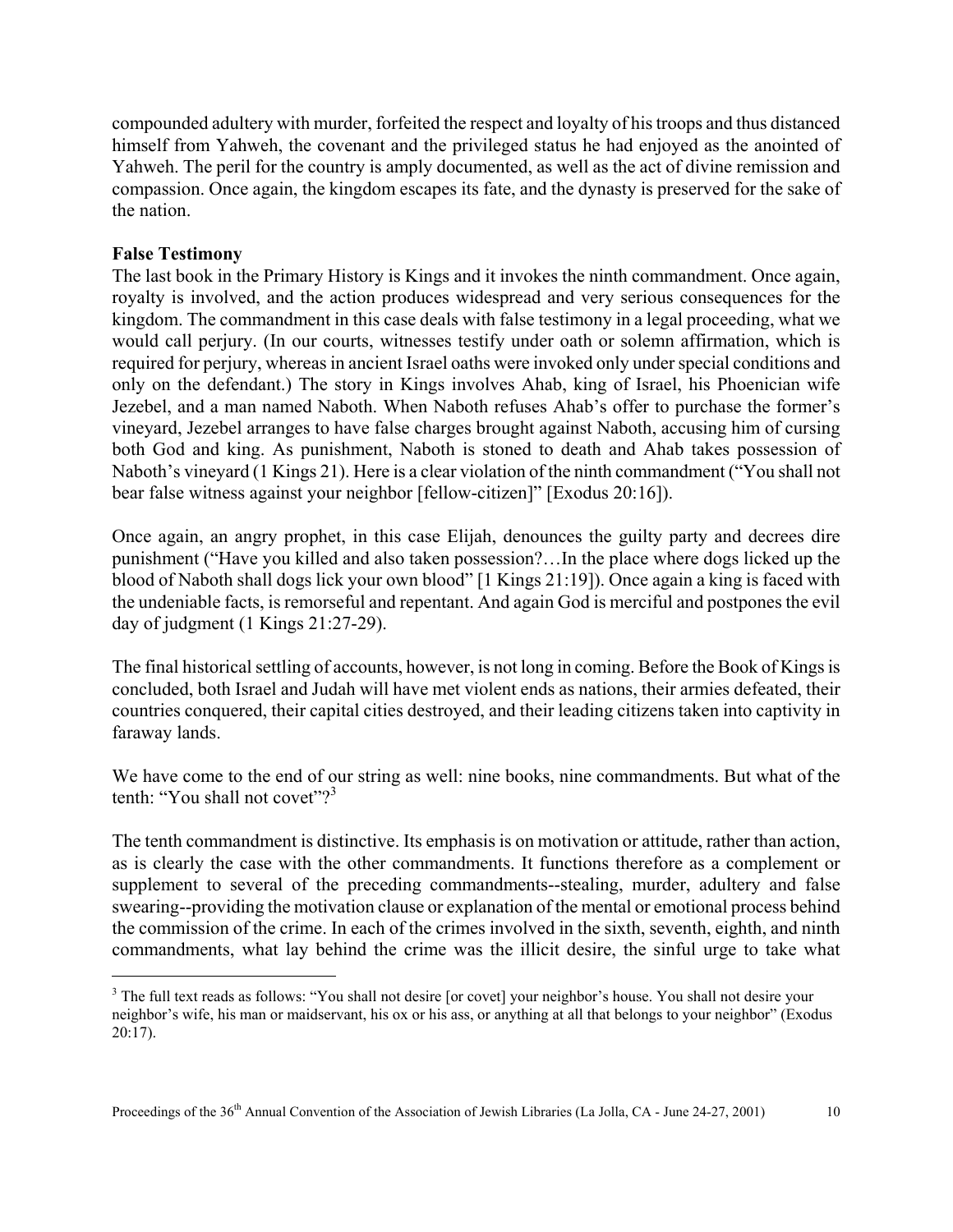compounded adultery with murder, forfeited the respect and loyalty of his troops and thus distanced himself from Yahweh, the covenant and the privileged status he had enjoyed as the anointed of Yahweh. The peril for the country is amply documented, as well as the act of divine remission and compassion. Once again, the kingdom escapes its fate, and the dynasty is preserved for the sake of the nation.

**False Testimony**

The last book in the Primary History is Kings and it invokes the ninth commandment. Once again, royalty is involved, and the action produces widespread and very serious consequences for the kingdom. The commandment in this case deals with false testimony in a legal proceeding, what we would call perjury. (In our courts, witnesses testify under oath or solemn affirmation, which is required for perjury, whereas in ancient Israel oaths were invoked only under special conditions and only on the defendant.) The story in Kings involves Ahab, king of Israel, his Phoenician wife Jezebel, and a man named Naboth. When Naboth refuses Ahab's offer to purchase the former's vineyard, Jezebel arranges to have false charges brought against Naboth, accusing him of cursing both God and king. As punishment, Naboth is stoned to death and Ahab takes possession of Naboth's vineyard (1 Kings 21). Here is a clear violation of the ninth commandment ("You shall not bear false witness against your neighbor [fellow-citizen]" [Exodus 20:16]).

Once again, an angry prophet, in this case Elijah, denounces the guilty party and decrees dire punishment ("Have you killed and also taken possession?…In the place where dogs licked up the blood of Naboth shall dogs lick your own blood" [1 Kings 21:19]). Once again a king is faced with the undeniable facts, is remorseful and repentant. And again God is merciful and postpones the evil day of judgment (1 Kings 21:27-29).

The final historical settling of accounts, however, is not long in coming. Before the Book of Kings is concluded, both Israel and Judah will have met violent ends as nations, their armies defeated, their countries conquered, their capital cities destroyed, and their leading citizens taken into captivity in faraway lands.

We have come to the end of our string as well: nine books, nine commandments. But what of the tenth: "You shall not covet"?[3]

The tenth commandment is distinctive. Its emphasis is on motivation or attitude, rather than action, as is clearly the case with the other commandments. It functions therefore as a complement or supplement to several of the preceding commandments--stealing, murder, adultery and false swearing--providing the motivation clause or explanation of the mental or emotional process behind the commission of the crime. In each of the crimes involved in the sixth, seventh, eighth, and ninth commandments, what lay behind the crime was the illicit desire, the sinful urge to take what

---

[3] The full text reads as follows: "You shall not desire [or covet] your neighbor's house. You shall not desire your neighbor's wife, his man or maidservant, his ox or his ass, or anything at all that belongs to your neighbor" (Exodus 20:17).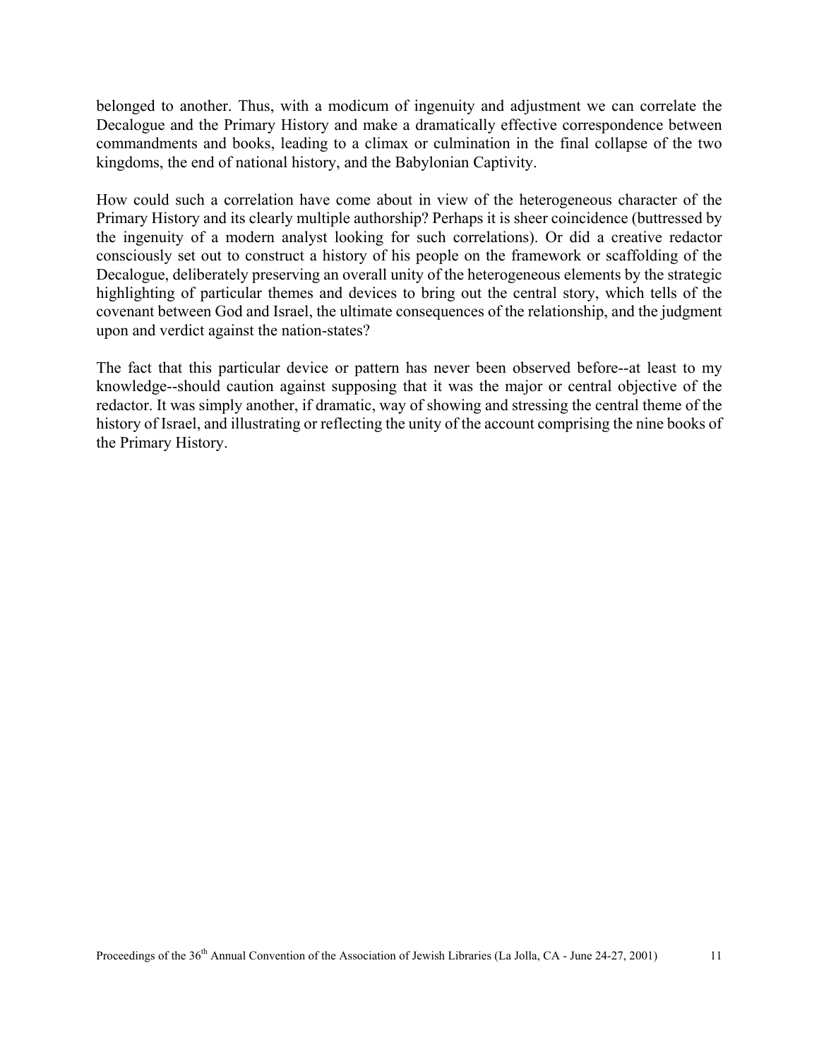belonged to another. Thus, with a modicum of ingenuity and adjustment we can correlate the Decalogue and the Primary History and make a dramatically effective correspondence between commandments and books, leading to a climax or culmination in the final collapse of the two kingdoms, the end of national history, and the Babylonian Captivity.

How could such a correlation have come about in view of the heterogeneous character of the Primary History and its clearly multiple authorship? Perhaps it is sheer coincidence (buttressed by the ingenuity of a modern analyst looking for such correlations). Or did a creative redactor consciously set out to construct a history of his people on the framework or scaffolding of the Decalogue, deliberately preserving an overall unity of the heterogeneous elements by the strategic highlighting of particular themes and devices to bring out the central story, which tells of the covenant between God and Israel, the ultimate consequences of the relationship, and the judgment upon and verdict against the nation-states?

The fact that this particular device or pattern has never been observed before--at least to my knowledge--should caution against supposing that it was the major or central objective of the redactor. It was simply another, if dramatic, way of showing and stressing the central theme of the history of Israel, and illustrating or reflecting the unity of the account comprising the nine books of the Primary History.